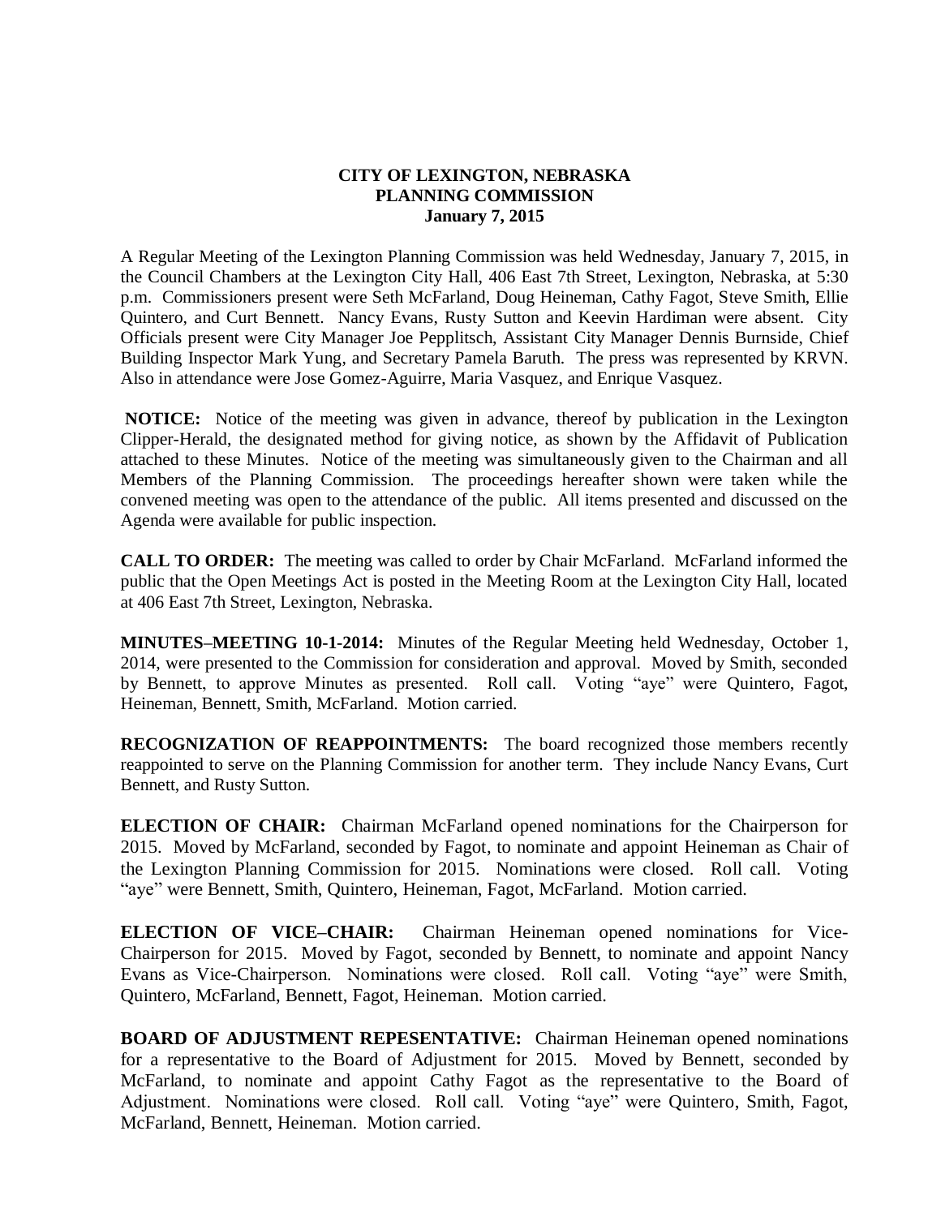**CITY OF LEXINGTON, NEBRASKA**
**PLANNING COMMISSION**
**January 7, 2015**

A Regular Meeting of the Lexington Planning Commission was held Wednesday, January 7, 2015, in the Council Chambers at the Lexington City Hall, 406 East 7th Street, Lexington, Nebraska, at 5:30 p.m. Commissioners present were Seth McFarland, Doug Heineman, Cathy Fagot, Steve Smith, Ellie Quintero, and Curt Bennett. Nancy Evans, Rusty Sutton and Keevin Hardiman were absent. City Officials present were City Manager Joe Pepplitsch, Assistant City Manager Dennis Burnside, Chief Building Inspector Mark Yung, and Secretary Pamela Baruth. The press was represented by KRVN. Also in attendance were Jose Gomez-Aguirre, Maria Vasquez, and Enrique Vasquez.

**NOTICE:** Notice of the meeting was given in advance, thereof by publication in the Lexington Clipper-Herald, the designated method for giving notice, as shown by the Affidavit of Publication attached to these Minutes. Notice of the meeting was simultaneously given to the Chairman and all Members of the Planning Commission. The proceedings hereafter shown were taken while the convened meeting was open to the attendance of the public. All items presented and discussed on the Agenda were available for public inspection.

**CALL TO ORDER:** The meeting was called to order by Chair McFarland. McFarland informed the public that the Open Meetings Act is posted in the Meeting Room at the Lexington City Hall, located at 406 East 7th Street, Lexington, Nebraska.

**MINUTES–MEETING 10-1-2014:** Minutes of the Regular Meeting held Wednesday, October 1, 2014, were presented to the Commission for consideration and approval. Moved by Smith, seconded by Bennett, to approve Minutes as presented. Roll call. Voting "aye" were Quintero, Fagot, Heineman, Bennett, Smith, McFarland. Motion carried.

**RECOGNIZATION OF REAPPOINTMENTS:** The board recognized those members recently reappointed to serve on the Planning Commission for another term. They include Nancy Evans, Curt Bennett, and Rusty Sutton.

**ELECTION OF CHAIR:** Chairman McFarland opened nominations for the Chairperson for 2015. Moved by McFarland, seconded by Fagot, to nominate and appoint Heineman as Chair of the Lexington Planning Commission for 2015. Nominations were closed. Roll call. Voting "aye" were Bennett, Smith, Quintero, Heineman, Fagot, McFarland. Motion carried.

**ELECTION OF VICE–CHAIR:** Chairman Heineman opened nominations for Vice-Chairperson for 2015. Moved by Fagot, seconded by Bennett, to nominate and appoint Nancy Evans as Vice-Chairperson. Nominations were closed. Roll call. Voting "aye" were Smith, Quintero, McFarland, Bennett, Fagot, Heineman. Motion carried.

**BOARD OF ADJUSTMENT REPESENTATIVE:** Chairman Heineman opened nominations for a representative to the Board of Adjustment for 2015. Moved by Bennett, seconded by McFarland, to nominate and appoint Cathy Fagot as the representative to the Board of Adjustment. Nominations were closed. Roll call. Voting "aye" were Quintero, Smith, Fagot, McFarland, Bennett, Heineman. Motion carried.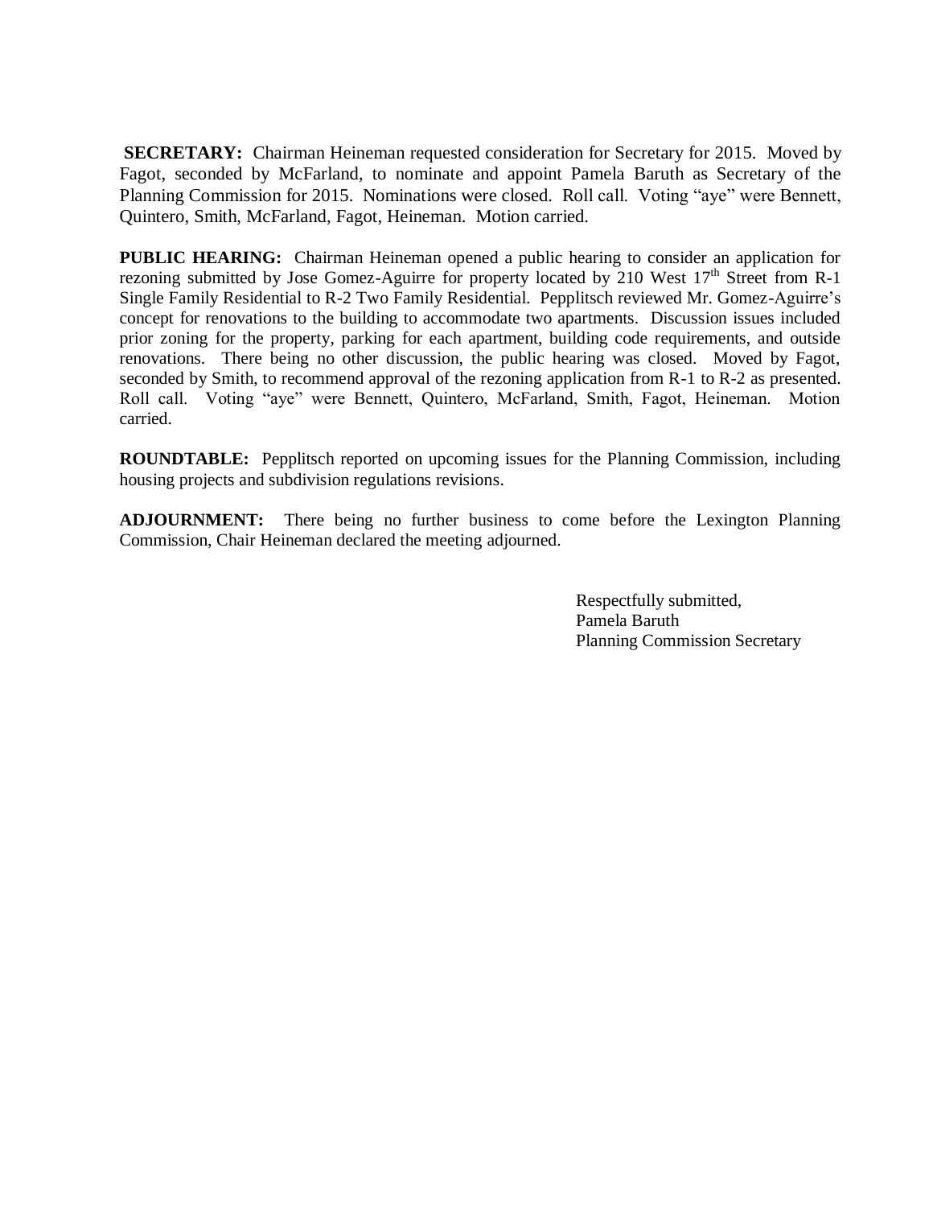**SECRETARY:** Chairman Heineman requested consideration for Secretary for 2015. Moved by Fagot, seconded by McFarland, to nominate and appoint Pamela Baruth as Secretary of the Planning Commission for 2015. Nominations were closed. Roll call. Voting "aye" were Bennett, Quintero, Smith, McFarland, Fagot, Heineman. Motion carried.

**PUBLIC HEARING:** Chairman Heineman opened a public hearing to consider an application for rezoning submitted by Jose Gomez-Aguirre for property located by 210 West 17th Street from R-1 Single Family Residential to R-2 Two Family Residential. Pepplitsch reviewed Mr. Gomez-Aguirre's concept for renovations to the building to accommodate two apartments. Discussion issues included prior zoning for the property, parking for each apartment, building code requirements, and outside renovations. There being no other discussion, the public hearing was closed. Moved by Fagot, seconded by Smith, to recommend approval of the rezoning application from R-1 to R-2 as presented. Roll call. Voting "aye" were Bennett, Quintero, McFarland, Smith, Fagot, Heineman. Motion carried.

**ROUNDTABLE:** Pepplitsch reported on upcoming issues for the Planning Commission, including housing projects and subdivision regulations revisions.

**ADJOURNMENT:** There being no further business to come before the Lexington Planning Commission, Chair Heineman declared the meeting adjourned.

Respectfully submitted,
Pamela Baruth
Planning Commission Secretary